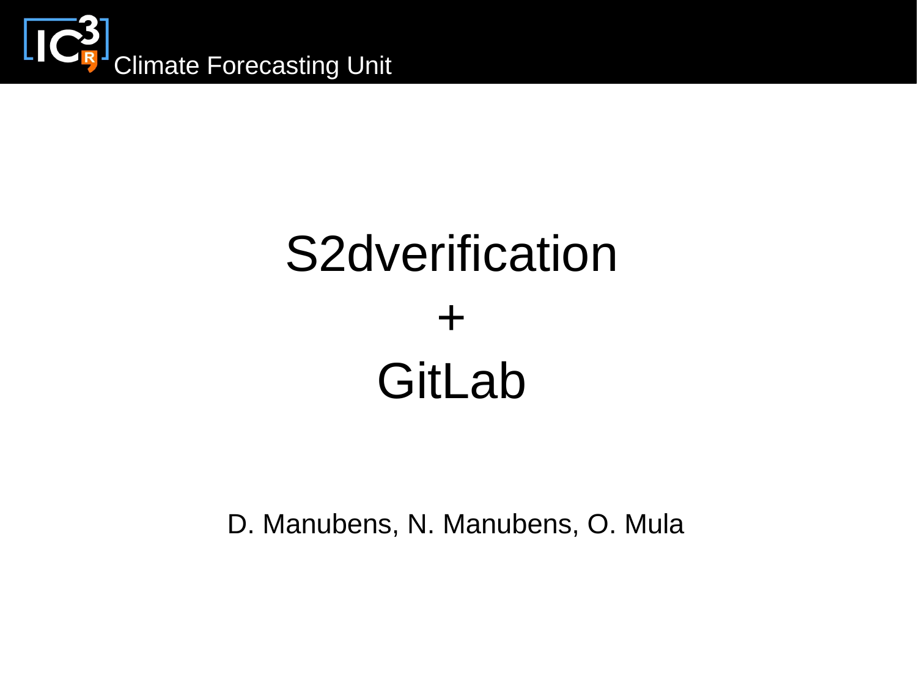Climate Forecasting Unit

# S2dverification
# +
# GitLab

D. Manubens, N. Manubens, O. Mula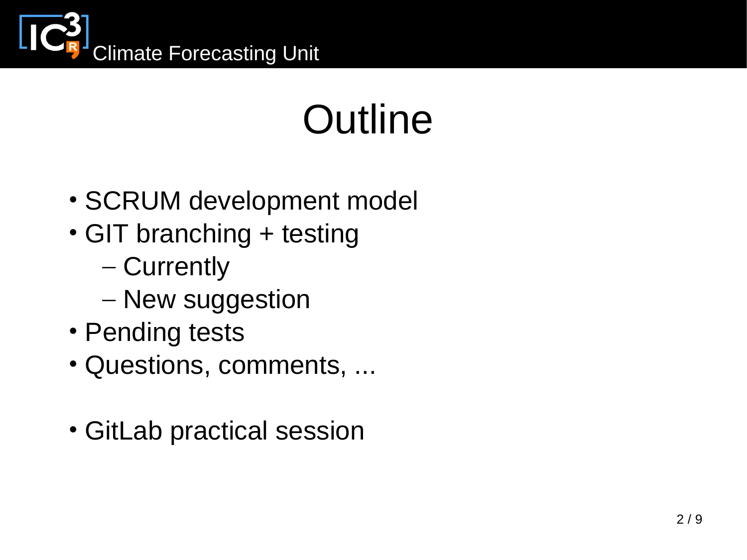# Outline

- SCRUM development model
- GIT branching + testing
  - Currently
  - New suggestion
- Pending tests
- Questions, comments, ...

- GitLab practical session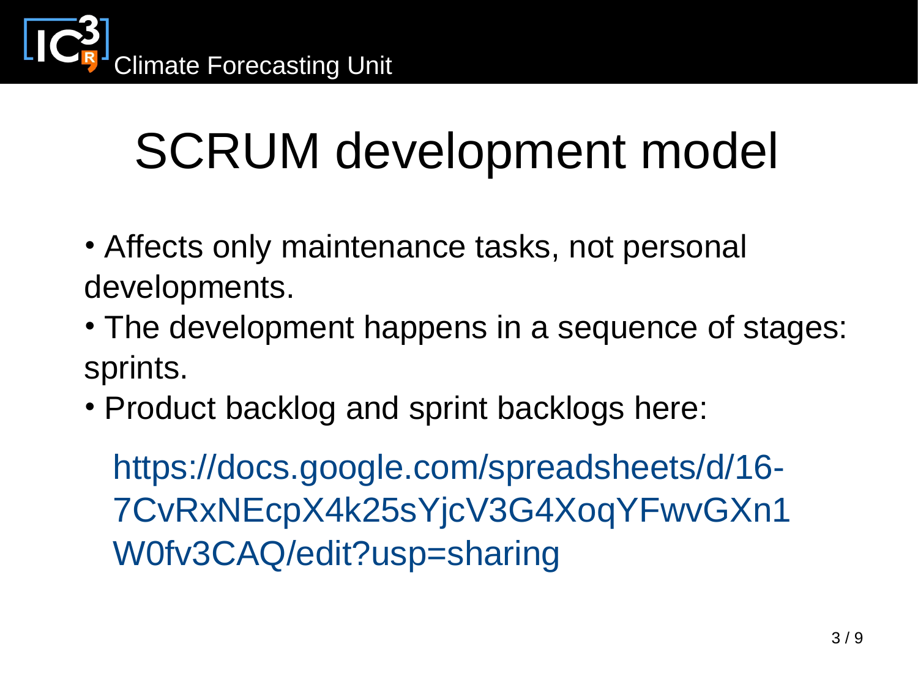# SCRUM development model

- Affects only maintenance tasks, not personal developments.
- The development happens in a sequence of stages: sprints.
- Product backlog and sprint backlogs here:

  https://docs.google.com/spreadsheets/d/16-7CvRxNEcpX4k25sYjcV3G4XoqYFwvGXn1W0fv3CAQ/edit?usp=sharing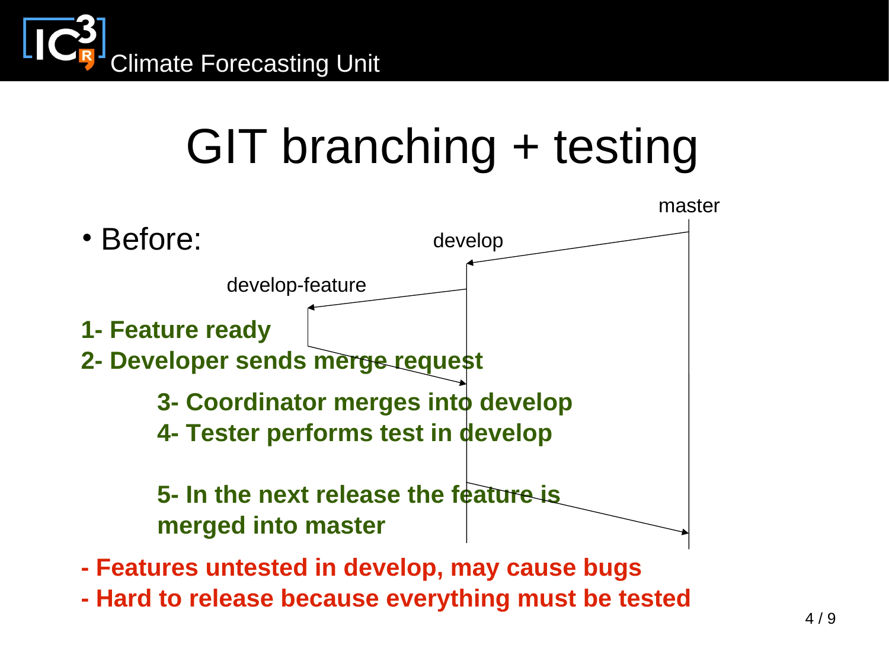# GIT branching + testing

- Before:

master

develop

develop-feature

**1- Feature ready**

**2- Developer sends merge request**

**3- Coordinator merges into develop**

**4- Tester performs test in develop**

**5- In the next release the feature is merged into master**

**- Features untested in develop, may cause bugs**

**- Hard to release because everything must be tested**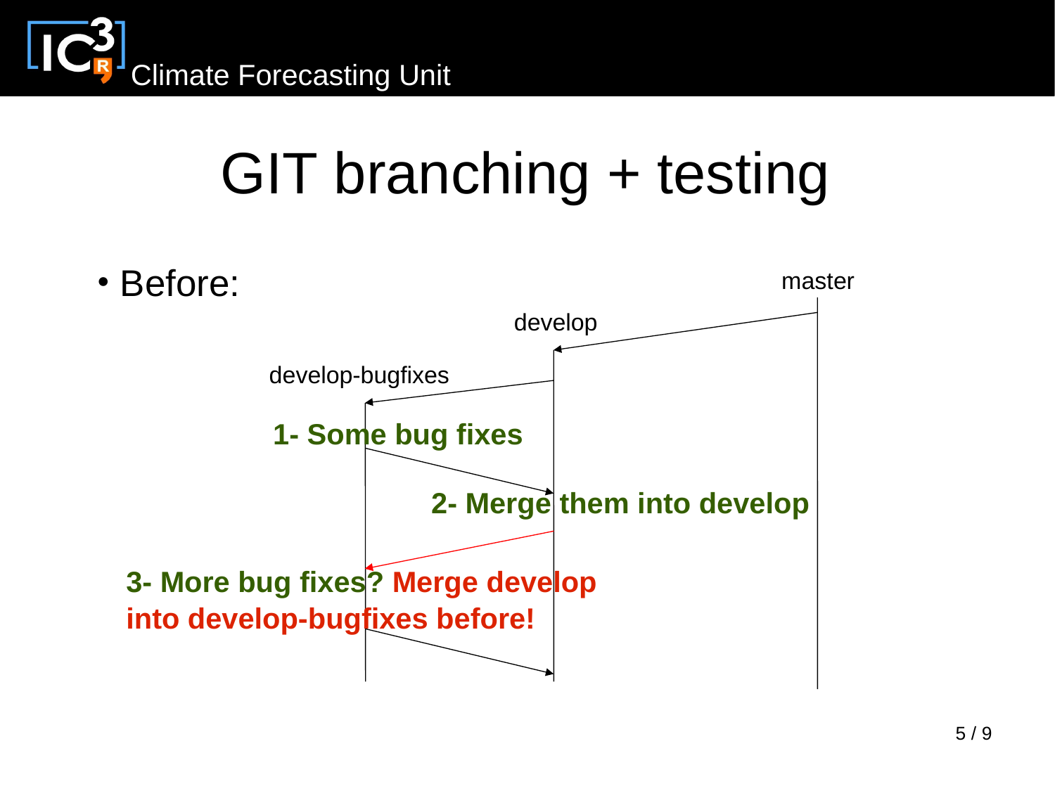# GIT branching + testing

- Before:

master

develop

develop-bugfixes

**1- Some bug fixes**

**2- Merge them into develop**

**3- More bug fixes? Merge develop into develop-bugfixes before!**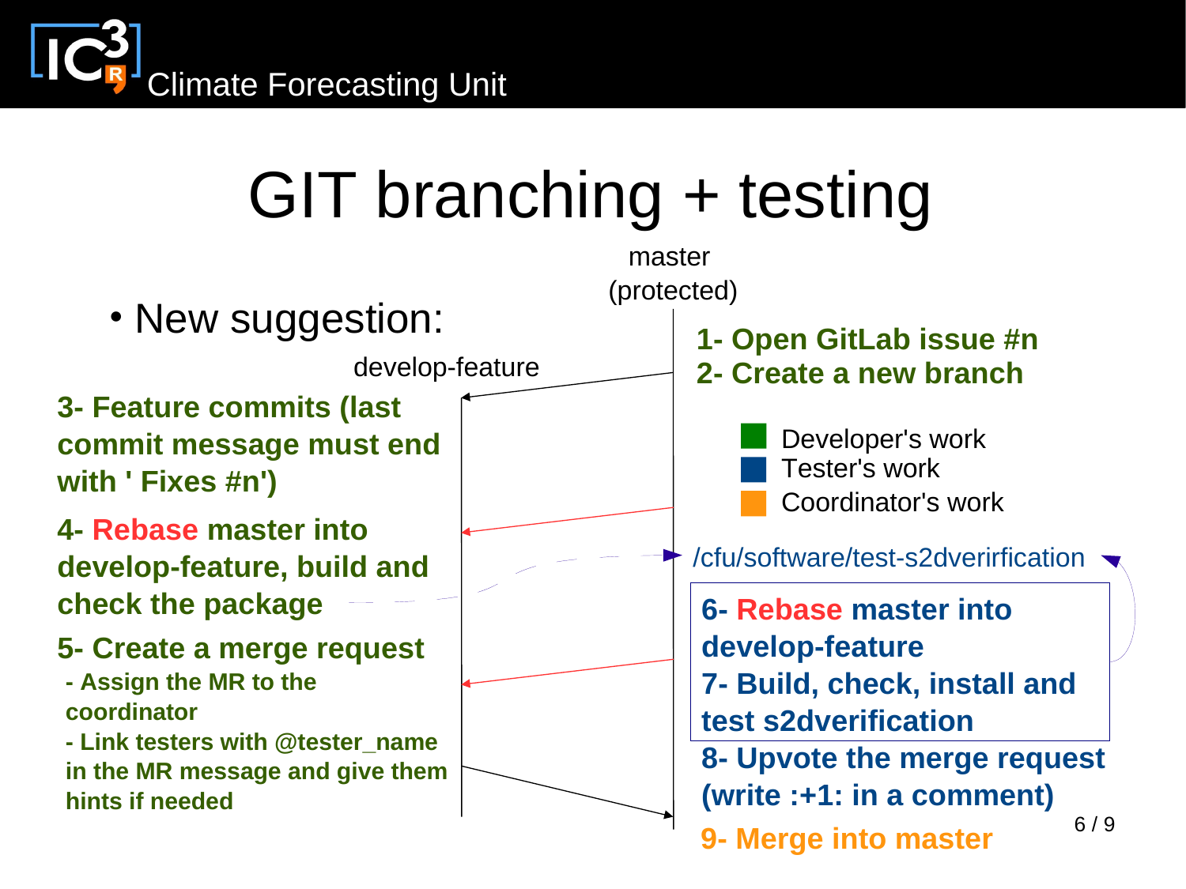# GIT branching + testing

- New suggestion:

master (protected)

develop-feature

**1- Open GitLab issue #n**
**2- Create a new branch**

Developer's work
Tester's work
Coordinator's work

**3- Feature commits (last commit message must end with ' Fixes #n')**

**4- Rebase master into develop-feature, build and check the package**

/cfu/software/test-s2dverirfication

**5- Create a merge request**
- **Assign the MR to the coordinator**
- **Link testers with @tester_name in the MR message and give them hints if needed**

**6- Rebase master into develop-feature**
**7- Build, check, install and test s2dverification**

**8- Upvote the merge request (write :+1: in a comment)**

**9- Merge into master**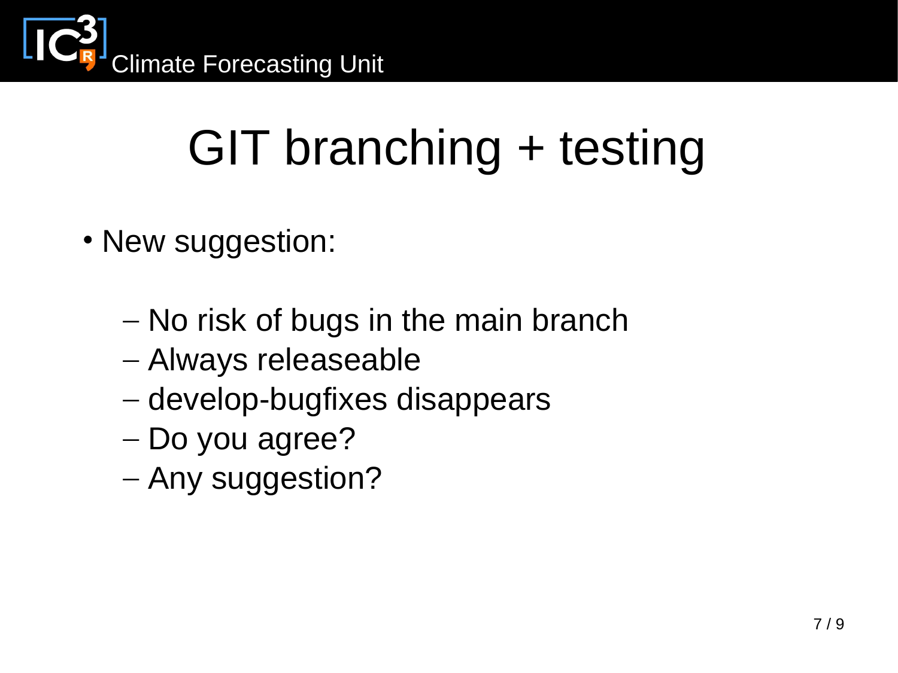# GIT branching + testing

- New suggestion:
  - No risk of bugs in the main branch
  - Always releaseable
  - develop-bugfixes disappears
  - Do you agree?
  - Any suggestion?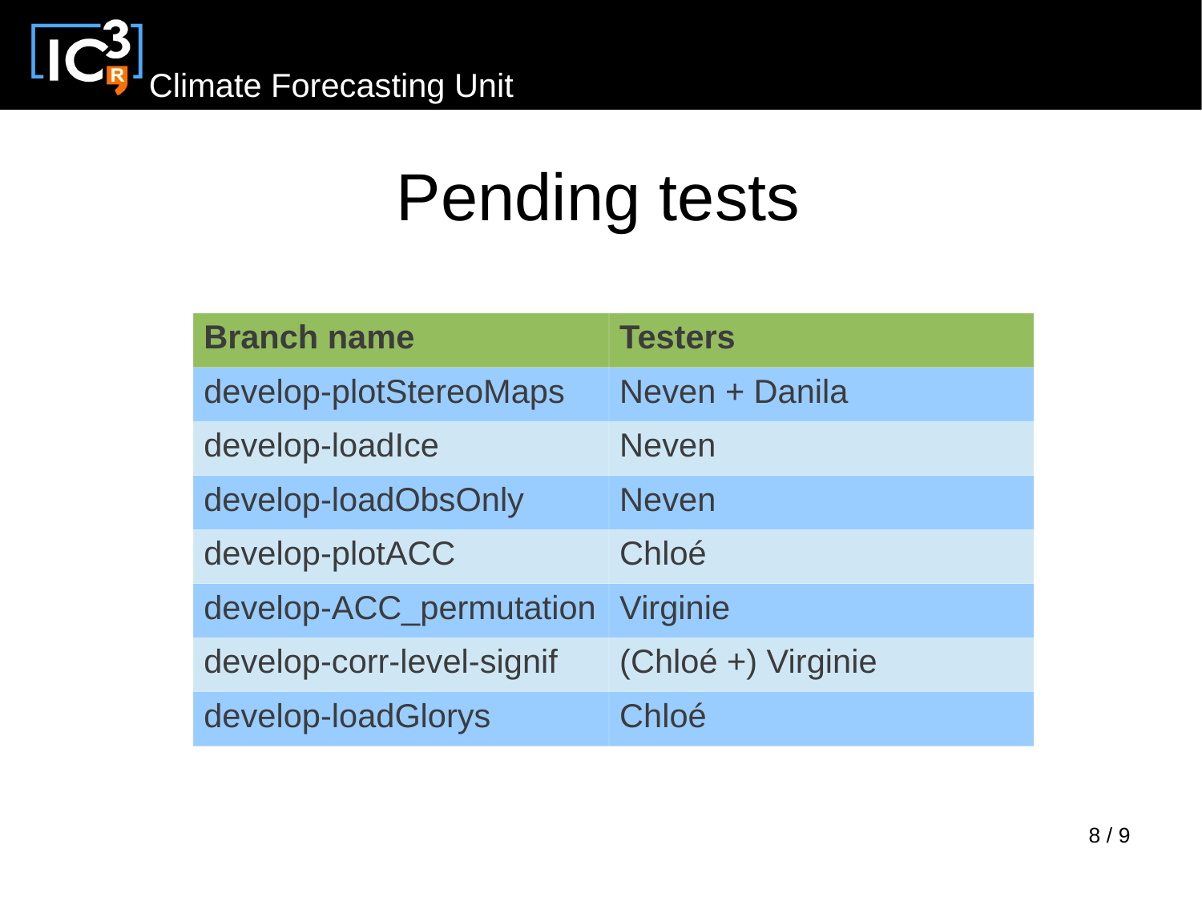# Pending tests

| Branch name | Testers |
| --- | --- |
| develop-plotStereoMaps | Neven + Danila |
| develop-loadIce | Neven |
| develop-loadObsOnly | Neven |
| develop-plotACC | Chloé |
| develop-ACC_permutation | Virginie |
| develop-corr-level-signif | (Chloé +) Virginie |
| develop-loadGlorys | Chloé |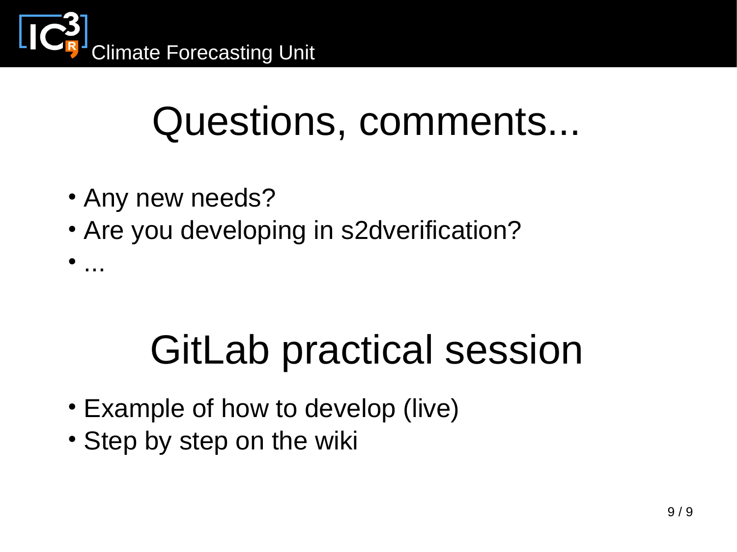# Questions, comments...

- Any new needs?
- Are you developing in s2dverification?
- ...

# GitLab practical session

- Example of how to develop (live)
- Step by step on the wiki